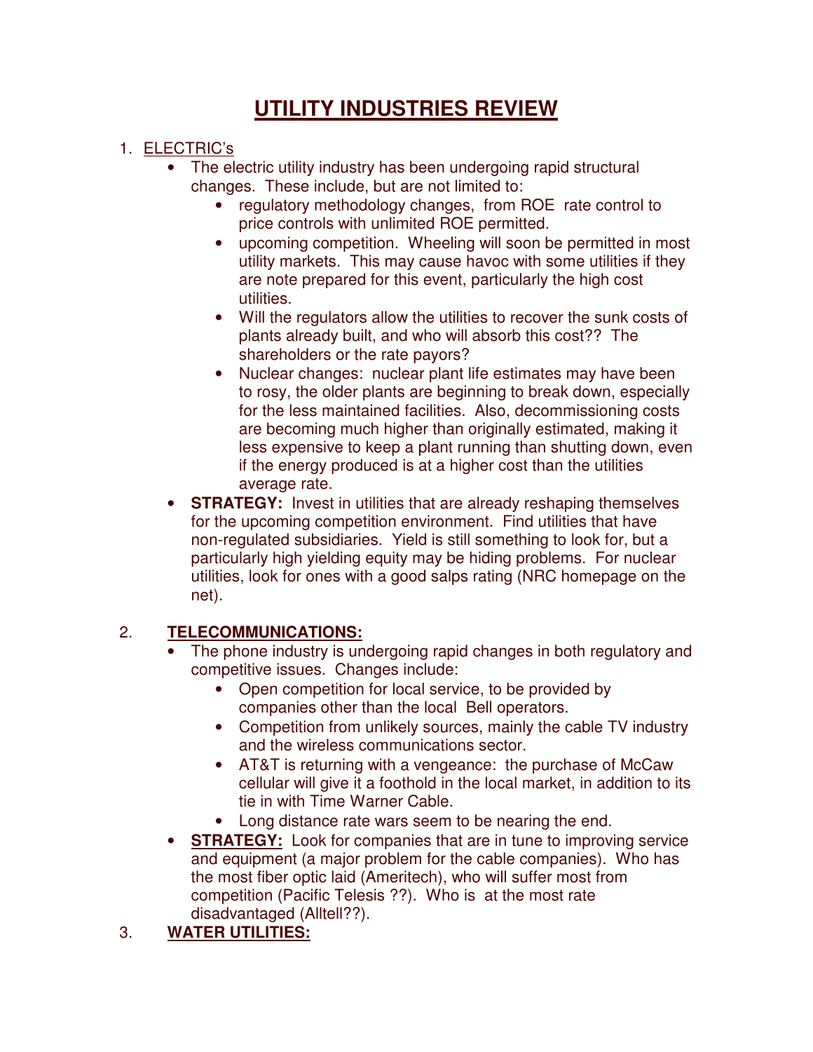# UTILITY INDUSTRIES REVIEW

1. ELECTRIC's
   - The electric utility industry has been undergoing rapid structural changes. These include, but are not limited to:
     - regulatory methodology changes, from ROE rate control to price controls with unlimited ROE permitted.
     - upcoming competition. Wheeling will soon be permitted in most utility markets. This may cause havoc with some utilities if they are note prepared for this event, particularly the high cost utilities.
     - Will the regulators allow the utilities to recover the sunk costs of plants already built, and who will absorb this cost?? The shareholders or the rate payors?
     - Nuclear changes: nuclear plant life estimates may have been to rosy, the older plants are beginning to break down, especially for the less maintained facilities. Also, decommissioning costs are becoming much higher than originally estimated, making it less expensive to keep a plant running than shutting down, even if the energy produced is at a higher cost than the utilities average rate.
   - **STRATEGY:** Invest in utilities that are already reshaping themselves for the upcoming competition environment. Find utilities that have non-regulated subsidiaries. Yield is still something to look for, but a particularly high yielding equity may be hiding problems. For nuclear utilities, look for ones with a good salps rating (NRC homepage on the net).

2. **TELECOMMUNICATIONS:**
   - The phone industry is undergoing rapid changes in both regulatory and competitive issues. Changes include:
     - Open competition for local service, to be provided by companies other than the local Bell operators.
     - Competition from unlikely sources, mainly the cable TV industry and the wireless communications sector.
     - AT&T is returning with a vengeance: the purchase of McCaw cellular will give it a foothold in the local market, in addition to its tie in with Time Warner Cable.
     - Long distance rate wars seem to be nearing the end.
   - **STRATEGY:** Look for companies that are in tune to improving service and equipment (a major problem for the cable companies). Who has the most fiber optic laid (Ameritech), who will suffer most from competition (Pacific Telesis ??). Who is at the most rate disadvantaged (Alltell??).

3. **WATER UTILITIES:**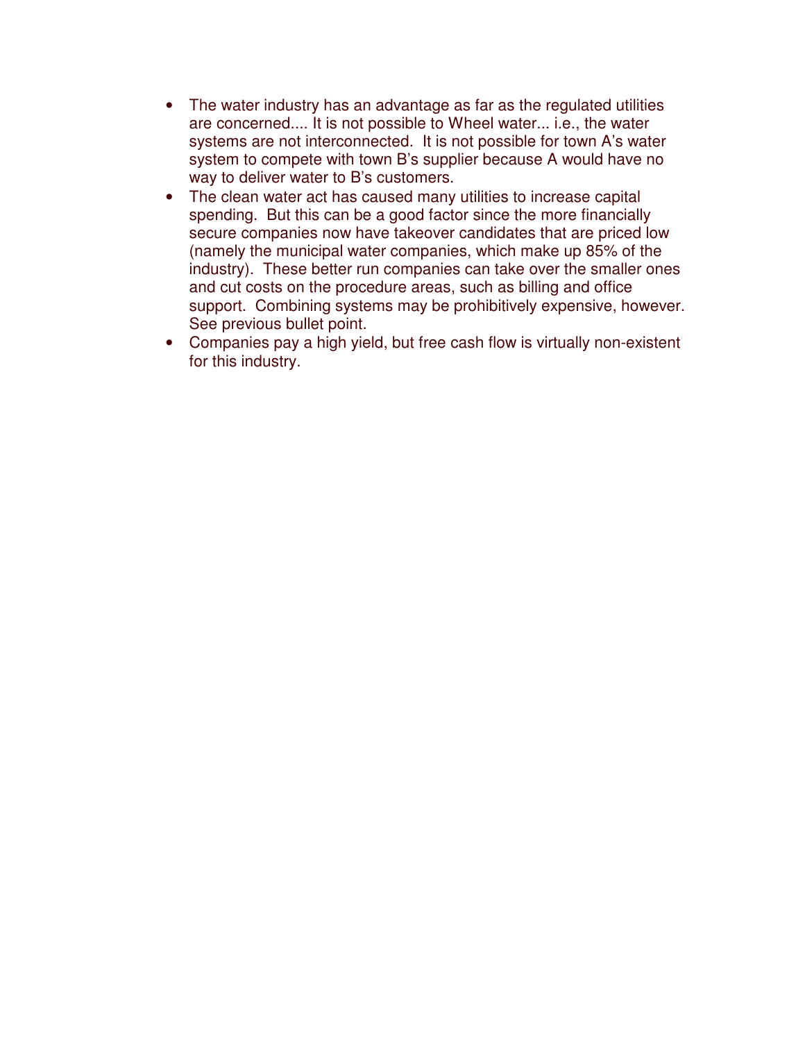- The water industry has an advantage as far as the regulated utilities are concerned.... It is not possible to Wheel water... i.e., the water systems are not interconnected. It is not possible for town A's water system to compete with town B's supplier because A would have no way to deliver water to B's customers.
- The clean water act has caused many utilities to increase capital spending. But this can be a good factor since the more financially secure companies now have takeover candidates that are priced low (namely the municipal water companies, which make up 85% of the industry). These better run companies can take over the smaller ones and cut costs on the procedure areas, such as billing and office support. Combining systems may be prohibitively expensive, however. See previous bullet point.
- Companies pay a high yield, but free cash flow is virtually non-existent for this industry.